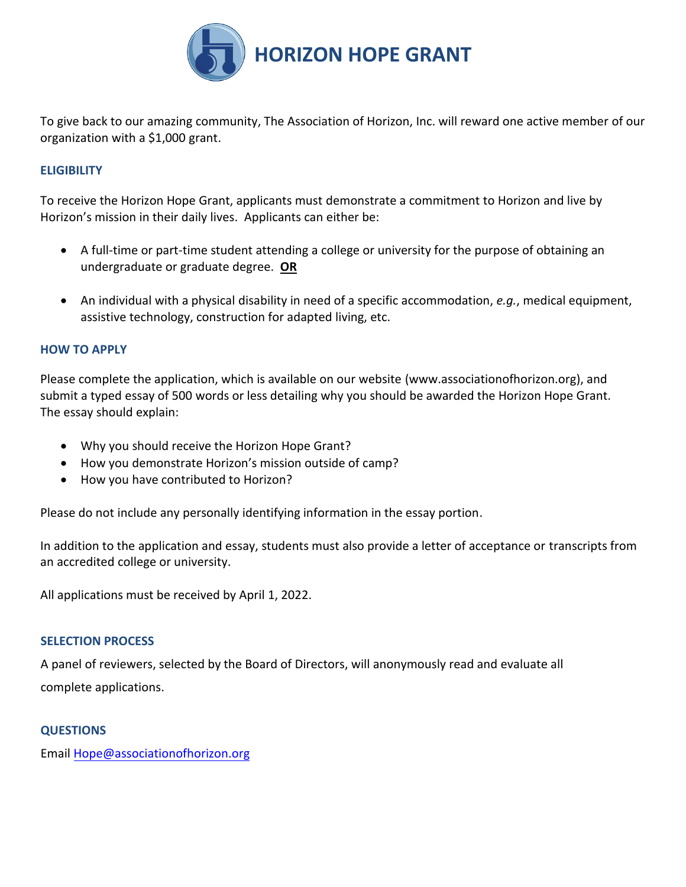# HORIZON HOPE GRANT

To give back to our amazing community, The Association of Horizon, Inc. will reward one active member of our organization with a $1,000 grant.

## ELIGIBILITY

To receive the Horizon Hope Grant, applicants must demonstrate a commitment to Horizon and live by Horizon's mission in their daily lives. Applicants can either be:

- A full-time or part-time student attending a college or university for the purpose of obtaining an undergraduate or graduate degree. **OR**
- An individual with a physical disability in need of a specific accommodation, *e.g.*, medical equipment, assistive technology, construction for adapted living, etc.

## HOW TO APPLY

Please complete the application, which is available on our website (www.associationofhorizon.org), and submit a typed essay of 500 words or less detailing why you should be awarded the Horizon Hope Grant. The essay should explain:

- Why you should receive the Horizon Hope Grant?
- How you demonstrate Horizon's mission outside of camp?
- How you have contributed to Horizon?

Please do not include any personally identifying information in the essay portion.

In addition to the application and essay, students must also provide a letter of acceptance or transcripts from an accredited college or university.

All applications must be received by April 1, 2022.

## SELECTION PROCESS

A panel of reviewers, selected by the Board of Directors, will anonymously read and evaluate all complete applications.

## QUESTIONS

Email Hope@associationofhorizon.org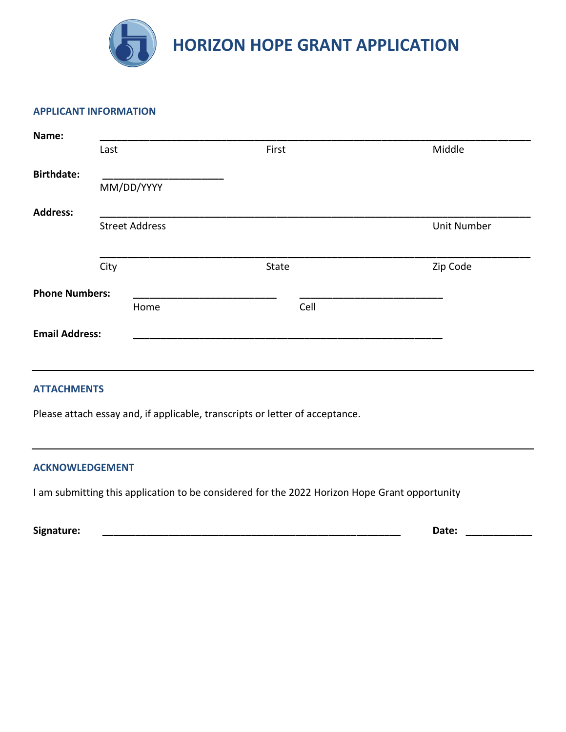# HORIZON HOPE GRANT APPLICATION

## APPLICANT INFORMATION

**Name:** ______________________________________________________________________________

Last First Middle

**Birthdate:** ______________________

MM/DD/YYYY

**Address:** ______________________________________________________________________________

Street Address Unit Number

______________________________________________________________________________

City State Zip Code

**Phone Numbers:** __________________________ __________________________

Home Cell

**Email Address:** ________________________________________________________

---

## ATTACHMENTS

Please attach essay and, if applicable, transcripts or letter of acceptance.

---

## ACKNOWLEDGEMENT

I am submitting this application to be considered for the 2022 Horizon Hope Grant opportunity

**Signature:** ______________________________________________________ **Date:** ____________